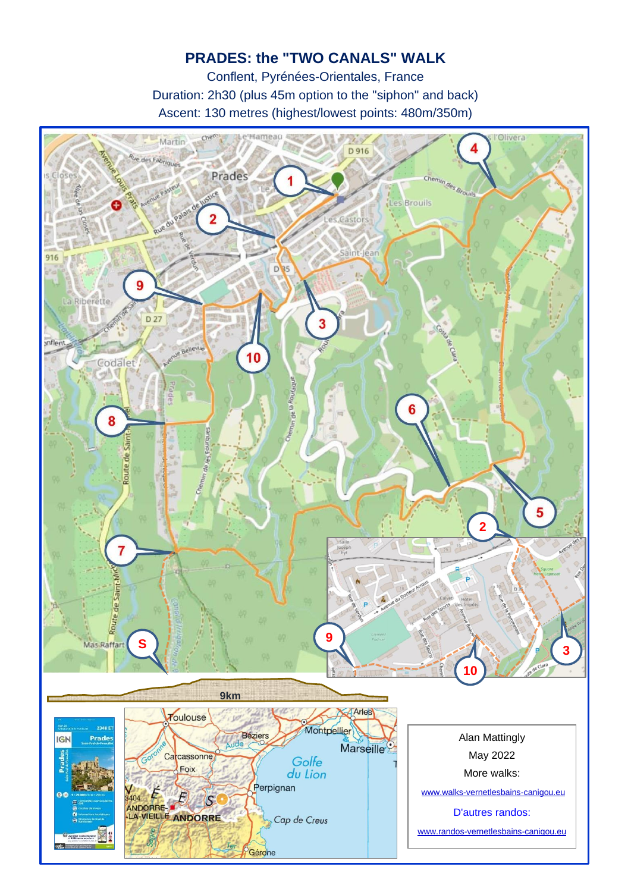# PRADES: the "TWO CANALS" WALK

Conflent, Pyrénées-Orientales, France

Duration: 2h30 (plus 45m option to the "siphon" and back)

Ascent: 130 metres (highest/lowest points: 480m/350m)

9km

Alan Mattingly

May 2022

More walks:

www.walks-vernetlesbains-canigou.eu

D'autres randos:

www.randos-vernetlesbains-canigou.eu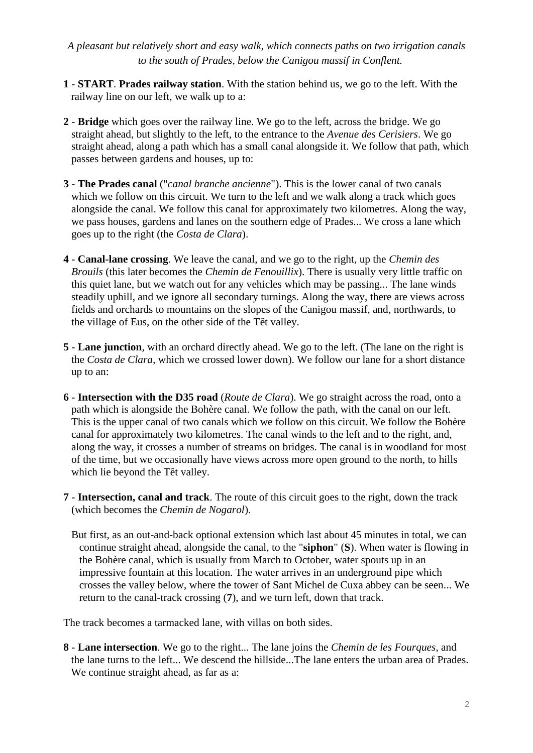*A pleasant but relatively short and easy walk, which connects paths on two irrigation canals to the south of Prades, below the Canigou massif in Conflent.*

**1** - **START**. **Prades railway station**. With the station behind us, we go to the left. With the railway line on our left, we walk up to a:

**2** - **Bridge** which goes over the railway line. We go to the left, across the bridge. We go straight ahead, but slightly to the left, to the entrance to the *Avenue des Cerisiers*. We go straight ahead, along a path which has a small canal alongside it. We follow that path, which passes between gardens and houses, up to:

**3** - **The Prades canal** ("*canal branche ancienne*"). This is the lower canal of two canals which we follow on this circuit. We turn to the left and we walk along a track which goes alongside the canal. We follow this canal for approximately two kilometres. Along the way, we pass houses, gardens and lanes on the southern edge of Prades... We cross a lane which goes up to the right (the *Costa de Clara*).

**4** - **Canal-lane crossing**. We leave the canal, and we go to the right, up the *Chemin des Brouils* (this later becomes the *Chemin de Fenouillix*). There is usually very little traffic on this quiet lane, but we watch out for any vehicles which may be passing... The lane winds steadily uphill, and we ignore all secondary turnings. Along the way, there are views across fields and orchards to mountains on the slopes of the Canigou massif, and, northwards, to the village of Eus, on the other side of the Têt valley.

**5** - **Lane junction**, with an orchard directly ahead. We go to the left. (The lane on the right is the *Costa de Clara*, which we crossed lower down). We follow our lane for a short distance up to an:

**6** - **Intersection with the D35 road** (*Route de Clara*). We go straight across the road, onto a path which is alongside the Bohère canal. We follow the path, with the canal on our left. This is the upper canal of two canals which we follow on this circuit. We follow the Bohère canal for approximately two kilometres. The canal winds to the left and to the right, and, along the way, it crosses a number of streams on bridges. The canal is in woodland for most of the time, but we occasionally have views across more open ground to the north, to hills which lie beyond the Têt valley.

**7** - **Intersection, canal and track**. The route of this circuit goes to the right, down the track (which becomes the *Chemin de Nogarol*).

But first, as an out-and-back optional extension which last about 45 minutes in total, we can continue straight ahead, alongside the canal, to the "**siphon**" (**S**). When water is flowing in the Bohère canal, which is usually from March to October, water spouts up in an impressive fountain at this location. The water arrives in an underground pipe which crosses the valley below, where the tower of Sant Michel de Cuxa abbey can be seen... We return to the canal-track crossing (**7**), and we turn left, down that track.

The track becomes a tarmacked lane, with villas on both sides.

**8** - **Lane intersection**. We go to the right... The lane joins the *Chemin de les Fourques*, and the lane turns to the left... We descend the hillside...The lane enters the urban area of Prades. We continue straight ahead, as far as a: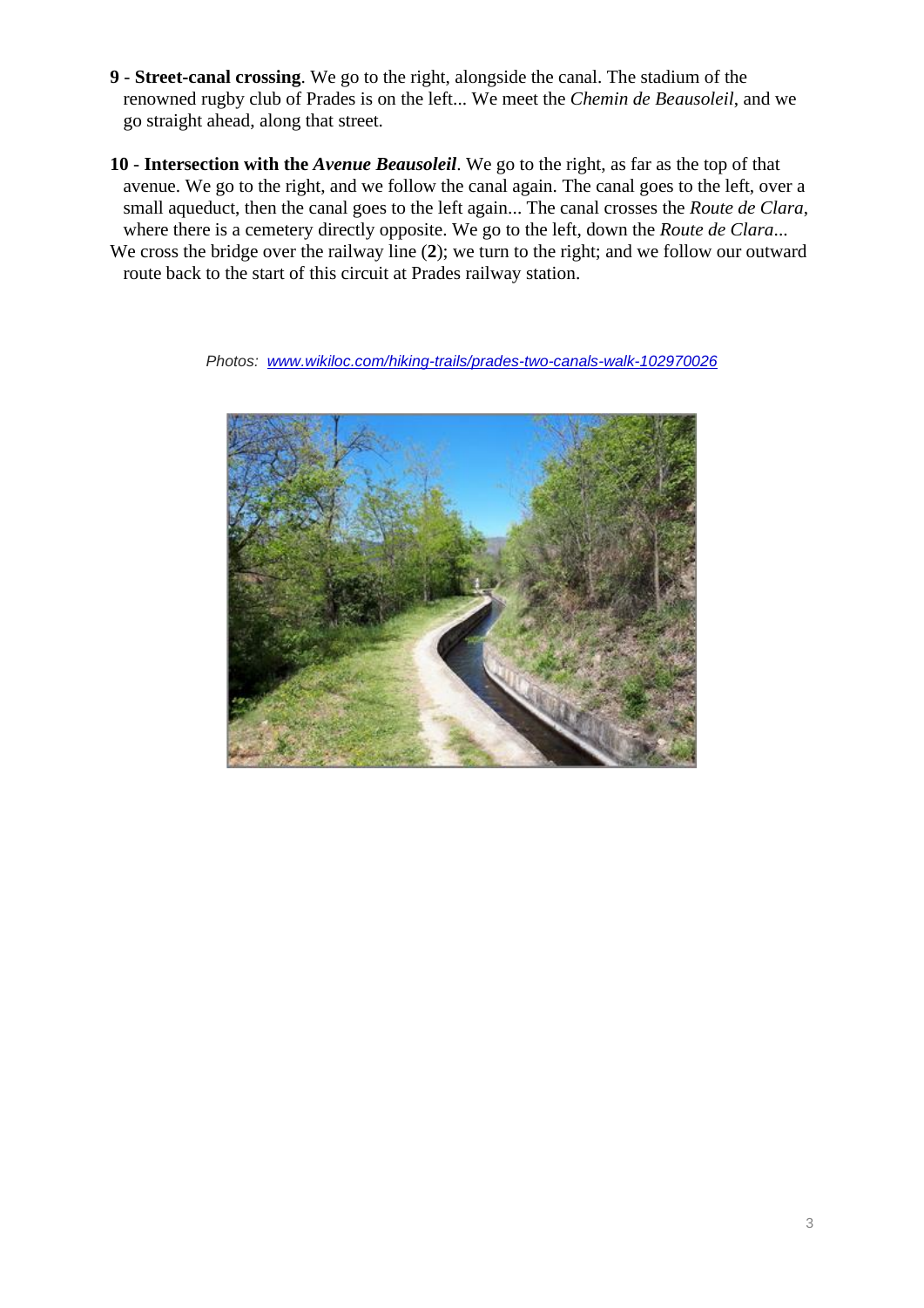**9** - **Street-canal crossing**. We go to the right, alongside the canal. The stadium of the renowned rugby club of Prades is on the left... We meet the *Chemin de Beausoleil*, and we go straight ahead, along that street.

**10** - **Intersection with the *Avenue Beausoleil***. We go to the right, as far as the top of that avenue. We go to the right, and we follow the canal again. The canal goes to the left, over a small aqueduct, then the canal goes to the left again... The canal crosses the *Route de Clara*, where there is a cemetery directly opposite. We go to the left, down the *Route de Clara*...

We cross the bridge over the railway line (**2**); we turn to the right; and we follow our outward route back to the start of this circuit at Prades railway station.

*Photos: [www.wikiloc.com/hiking-trails/prades-two-canals-walk-102970026](www.wikiloc.com/hiking-trails/prades-two-canals-walk-102970026)*